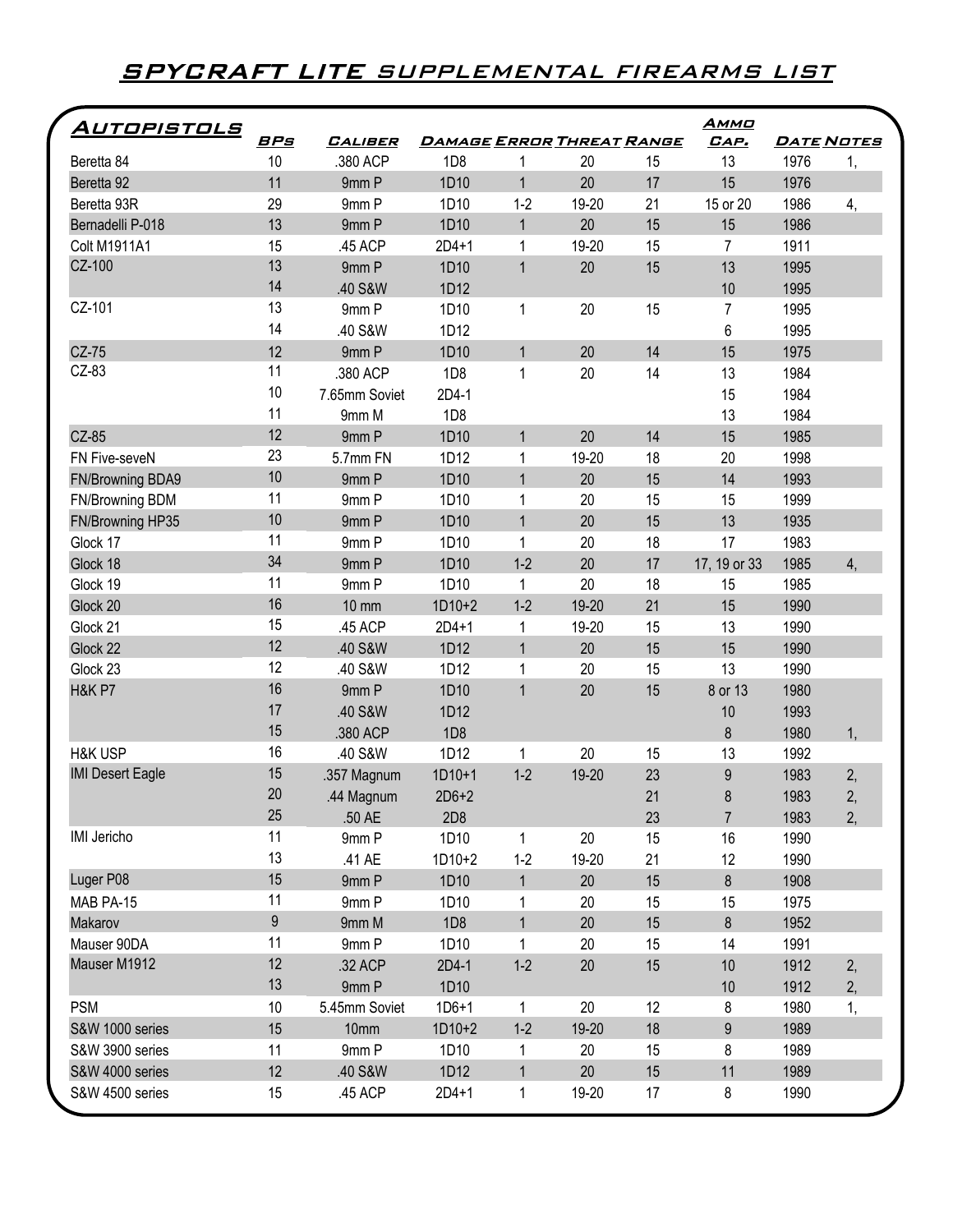# SPYCRAFT LITE SUPPLEMENTAL FIREARMS LIST

| AUTOPISTOLS | BPs | Caliber | Damage | Error | Threat | Range | Ammo Cap. | Date | Notes |
|---|---|---|---|---|---|---|---|---|---|
| Beretta 84 | 10 | .380 ACP | 1D8 | 1 | 20 | 15 | 13 | 1976 | 1, |
| Beretta 92 | 11 | 9mm P | 1D10 | 1 | 20 | 17 | 15 | 1976 | |
| Beretta 93R | 29 | 9mm P | 1D10 | 1-2 | 19-20 | 21 | 15 or 20 | 1986 | 4, |
| Bernadelli P-018 | 13 | 9mm P | 1D10 | 1 | 20 | 15 | 15 | 1986 | |
| Colt M1911A1 | 15 | .45 ACP | 2D4+1 | 1 | 19-20 | 15 | 7 | 1911 | |
| CZ-100 | 13 | 9mm P | 1D10 | 1 | 20 | 15 | 13 | 1995 | |
| | 14 | .40 S&W | 1D12 | | | | 10 | 1995 | |
| CZ-101 | 13 | 9mm P | 1D10 | 1 | 20 | 15 | 7 | 1995 | |
| | 14 | .40 S&W | 1D12 | | | | 6 | 1995 | |
| CZ-75 | 12 | 9mm P | 1D10 | 1 | 20 | 14 | 15 | 1975 | |
| CZ-83 | 11 | .380 ACP | 1D8 | 1 | 20 | 14 | 13 | 1984 | |
| | 10 | 7.65mm Soviet | 2D4-1 | | | | 15 | 1984 | |
| | 11 | 9mm M | 1D8 | | | | 13 | 1984 | |
| CZ-85 | 12 | 9mm P | 1D10 | 1 | 20 | 14 | 15 | 1985 | |
| FN Five-seveN | 23 | 5.7mm FN | 1D12 | 1 | 19-20 | 18 | 20 | 1998 | |
| FN/Browning BDA9 | 10 | 9mm P | 1D10 | 1 | 20 | 15 | 14 | 1993 | |
| FN/Browning BDM | 11 | 9mm P | 1D10 | 1 | 20 | 15 | 15 | 1999 | |
| FN/Browning HP35 | 10 | 9mm P | 1D10 | 1 | 20 | 15 | 13 | 1935 | |
| Glock 17 | 11 | 9mm P | 1D10 | 1 | 20 | 18 | 17 | 1983 | |
| Glock 18 | 34 | 9mm P | 1D10 | 1-2 | 20 | 17 | 17, 19 or 33 | 1985 | 4, |
| Glock 19 | 11 | 9mm P | 1D10 | 1 | 20 | 18 | 15 | 1985 | |
| Glock 20 | 16 | 10 mm | 1D10+2 | 1-2 | 19-20 | 21 | 15 | 1990 | |
| Glock 21 | 15 | .45 ACP | 2D4+1 | 1 | 19-20 | 15 | 13 | 1990 | |
| Glock 22 | 12 | .40 S&W | 1D12 | 1 | 20 | 15 | 15 | 1990 | |
| Glock 23 | 12 | .40 S&W | 1D12 | 1 | 20 | 15 | 13 | 1990 | |
| H&K P7 | 16 | 9mm P | 1D10 | 1 | 20 | 15 | 8 or 13 | 1980 | |
| | 17 | .40 S&W | 1D12 | | | | 10 | 1993 | |
| | 15 | .380 ACP | 1D8 | | | | 8 | 1980 | 1, |
| H&K USP | 16 | .40 S&W | 1D12 | 1 | 20 | 15 | 13 | 1992 | |
| IMI Desert Eagle | 15 | .357 Magnum | 1D10+1 | 1-2 | 19-20 | 23 | 9 | 1983 | 2, |
| | 20 | .44 Magnum | 2D6+2 | | | 21 | 8 | 1983 | 2, |
| | 25 | .50 AE | 2D8 | | | 23 | 7 | 1983 | 2, |
| IMI Jericho | 11 | 9mm P | 1D10 | 1 | 20 | 15 | 16 | 1990 | |
| | 13 | .41 AE | 1D10+2 | 1-2 | 19-20 | 21 | 12 | 1990 | |
| Luger P08 | 15 | 9mm P | 1D10 | 1 | 20 | 15 | 8 | 1908 | |
| MAB PA-15 | 11 | 9mm P | 1D10 | 1 | 20 | 15 | 15 | 1975 | |
| Makarov | 9 | 9mm M | 1D8 | 1 | 20 | 15 | 8 | 1952 | |
| Mauser 90DA | 11 | 9mm P | 1D10 | 1 | 20 | 15 | 14 | 1991 | |
| Mauser M1912 | 12 | .32 ACP | 2D4-1 | 1-2 | 20 | 15 | 10 | 1912 | 2, |
| | 13 | 9mm P | 1D10 | | | | 10 | 1912 | 2, |
| PSM | 10 | 5.45mm Soviet | 1D6+1 | 1 | 20 | 12 | 8 | 1980 | 1, |
| S&W 1000 series | 15 | 10mm | 1D10+2 | 1-2 | 19-20 | 18 | 9 | 1989 | |
| S&W 3900 series | 11 | 9mm P | 1D10 | 1 | 20 | 15 | 8 | 1989 | |
| S&W 4000 series | 12 | .40 S&W | 1D12 | 1 | 20 | 15 | 11 | 1989 | |
| S&W 4500 series | 15 | .45 ACP | 2D4+1 | 1 | 19-20 | 17 | 8 | 1990 | |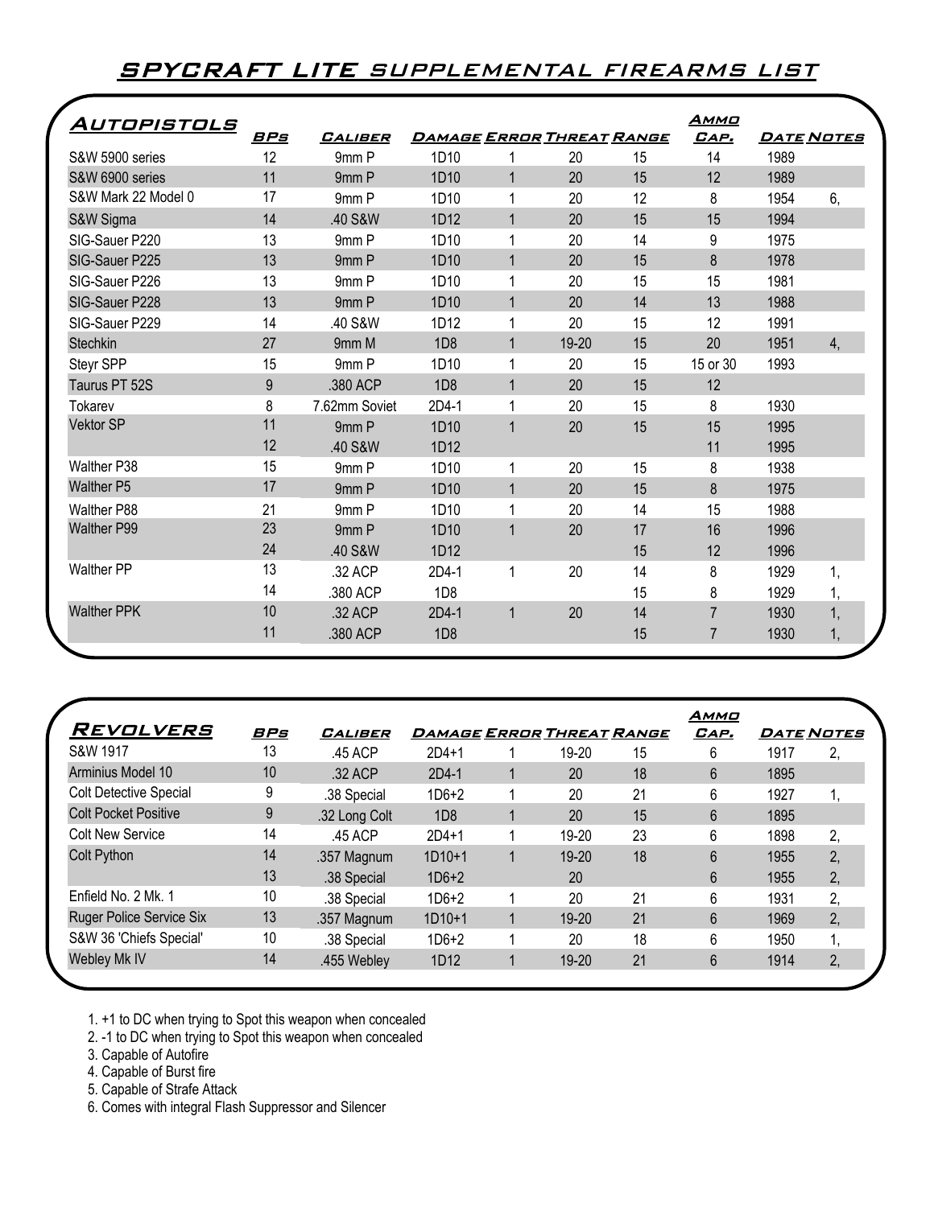# SPYCRAFT LITE SUPPLEMENTAL FIREARMS LIST

| AUTOPISTOLS | BPs | CALIBER | DAMAGE | ERROR | THREAT | RANGE | AMMO CAP. | DATE | NOTES |
|---|---|---|---|---|---|---|---|---|---|
| S&W 5900 series | 12 | 9mm P | 1D10 | 1 | 20 | 15 | 14 | 1989 | |
| S&W 6900 series | 11 | 9mm P | 1D10 | 1 | 20 | 15 | 12 | 1989 | |
| S&W Mark 22 Model 0 | 17 | 9mm P | 1D10 | 1 | 20 | 12 | 8 | 1954 | 6, |
| S&W Sigma | 14 | .40 S&W | 1D12 | 1 | 20 | 15 | 15 | 1994 | |
| SIG-Sauer P220 | 13 | 9mm P | 1D10 | 1 | 20 | 14 | 9 | 1975 | |
| SIG-Sauer P225 | 13 | 9mm P | 1D10 | 1 | 20 | 15 | 8 | 1978 | |
| SIG-Sauer P226 | 13 | 9mm P | 1D10 | 1 | 20 | 15 | 15 | 1981 | |
| SIG-Sauer P228 | 13 | 9mm P | 1D10 | 1 | 20 | 14 | 13 | 1988 | |
| SIG-Sauer P229 | 14 | .40 S&W | 1D12 | 1 | 20 | 15 | 12 | 1991 | |
| Stechkin | 27 | 9mm M | 1D8 | 1 | 19-20 | 15 | 20 | 1951 | 4, |
| Steyr SPP | 15 | 9mm P | 1D10 | 1 | 20 | 15 | 15 or 30 | 1993 | |
| Taurus PT 52S | 9 | .380 ACP | 1D8 | 1 | 20 | 15 | 12 | | |
| Tokarev | 8 | 7.62mm Soviet | 2D4-1 | 1 | 20 | 15 | 8 | 1930 | |
| Vektor SP | 11 | 9mm P | 1D10 | 1 | 20 | 15 | 15 | 1995 | |
| | 12 | .40 S&W | 1D12 | | | | 11 | 1995 | |
| Walther P38 | 15 | 9mm P | 1D10 | 1 | 20 | 15 | 8 | 1938 | |
| Walther P5 | 17 | 9mm P | 1D10 | 1 | 20 | 15 | 8 | 1975 | |
| Walther P88 | 21 | 9mm P | 1D10 | 1 | 20 | 14 | 15 | 1988 | |
| Walther P99 | 23 | 9mm P | 1D10 | 1 | 20 | 17 | 16 | 1996 | |
| | 24 | .40 S&W | 1D12 | | | 15 | 12 | 1996 | |
| Walther PP | 13 | .32 ACP | 2D4-1 | 1 | 20 | 14 | 8 | 1929 | 1, |
| | 14 | .380 ACP | 1D8 | | | 15 | 8 | 1929 | 1, |
| Walther PPK | 10 | .32 ACP | 2D4-1 | 1 | 20 | 14 | 7 | 1930 | 1, |
| | 11 | .380 ACP | 1D8 | | | 15 | 7 | 1930 | 1, |

| REVOLVERS | BPs | CALIBER | DAMAGE | ERROR | THREAT | RANGE | AMMO CAP. | DATE | NOTES |
|---|---|---|---|---|---|---|---|---|---|
| S&W 1917 | 13 | .45 ACP | 2D4+1 | 1 | 19-20 | 15 | 6 | 1917 | 2, |
| Arminius Model 10 | 10 | .32 ACP | 2D4-1 | 1 | 20 | 18 | 6 | 1895 | |
| Colt Detective Special | 9 | .38 Special | 1D6+2 | 1 | 20 | 21 | 6 | 1927 | 1, |
| Colt Pocket Positive | 9 | .32 Long Colt | 1D8 | 1 | 20 | 15 | 6 | 1895 | |
| Colt New Service | 14 | .45 ACP | 2D4+1 | 1 | 19-20 | 23 | 6 | 1898 | 2, |
| Colt Python | 14 | .357 Magnum | 1D10+1 | 1 | 19-20 | 18 | 6 | 1955 | 2, |
| | 13 | .38 Special | 1D6+2 | | 20 | | 6 | 1955 | 2, |
| Enfield No. 2 Mk. 1 | 10 | .38 Special | 1D6+2 | 1 | 20 | 21 | 6 | 1931 | 2, |
| Ruger Police Service Six | 13 | .357 Magnum | 1D10+1 | 1 | 19-20 | 21 | 6 | 1969 | 2, |
| S&W 36 'Chiefs Special' | 10 | .38 Special | 1D6+2 | 1 | 20 | 18 | 6 | 1950 | 1, |
| Webley Mk IV | 14 | .455 Webley | 1D12 | 1 | 19-20 | 21 | 6 | 1914 | 2, |

1. +1 to DC when trying to Spot this weapon when concealed
2. -1 to DC when trying to Spot this weapon when concealed
3. Capable of Autofire
4. Capable of Burst fire
5. Capable of Strafe Attack
6. Comes with integral Flash Suppressor and Silencer